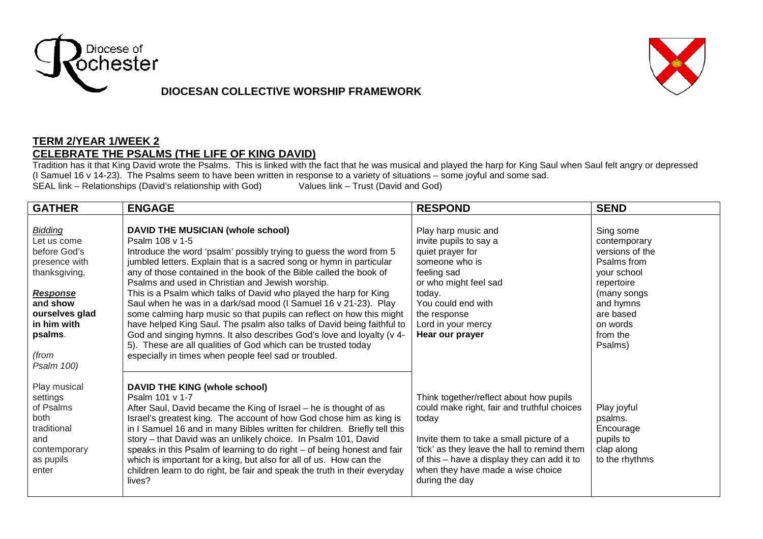Diocese of Rochester

**DIOCESAN COLLECTIVE WORSHIP FRAMEWORK**

## TERM 2/YEAR 1/WEEK 2
## CELEBRATE THE PSALMS (THE LIFE OF KING DAVID)

Tradition has it that King David wrote the Psalms. This is linked with the fact that he was musical and played the harp for King Saul when Saul felt angry or depressed (I Samuel 16 v 14-23). The Psalms seem to have been written in response to a variety of situations – some joyful and some sad.

SEAL link – Relationships (David's relationship with God) Values link – Trust (David and God)

| GATHER | ENGAGE | RESPOND | SEND |
|---|---|---|---|
| *Bidding* Let us come before God's presence with thanksgiving, ***Response* and show ourselves glad in him with psalms.** *(from Psalm 100)* | **DAVID THE MUSICIAN (whole school)** Psalm 108 v 1-5 Introduce the word 'psalm' possibly trying to guess the word from 5 jumbled letters. Explain that is a sacred song or hymn in particular any of those contained in the book of the Bible called the book of Psalms and used in Christian and Jewish worship. This is a Psalm which talks of David who played the harp for King Saul when he was in a dark/sad mood (I Samuel 16 v 21-23). Play some calming harp music so that pupils can reflect on how this might have helped King Saul. The psalm also talks of David being faithful to God and singing hymns. It also describes God's love and loyalty (v 4-5). These are all qualities of God which can be trusted today especially in times when people feel sad or troubled. | Play harp music and invite pupils to say a quiet prayer for someone who is feeling sad or who might feel sad today. You could end with the response Lord in your mercy **Hear our prayer** | Sing some contemporary versions of the Psalms from your school repertoire (many songs and hymns are based on words from the Psalms) |
| Play musical settings of Psalms both traditional and contemporary as pupils enter | **DAVID THE KING (whole school)** Psalm 101 v 1-7 After Saul, David became the King of Israel – he is thought of as Israel's greatest king. The account of how God chose him as king is in I Samuel 16 and in many Bibles written for children. Briefly tell this story – that David was an unlikely choice. In Psalm 101, David speaks in this Psalm of learning to do right – of being honest and fair which is important for a king, but also for all of us. How can the children learn to do right, be fair and speak the truth in their everyday lives? | Think together/reflect about how pupils could make right, fair and truthful choices today<br><br>Invite them to take a small picture of a 'tick' as they leave the hall to remind them of this – have a display they can add it to when they have made a wise choice during the day | Play joyful psalms. Encourage pupils to clap along to the rhythms |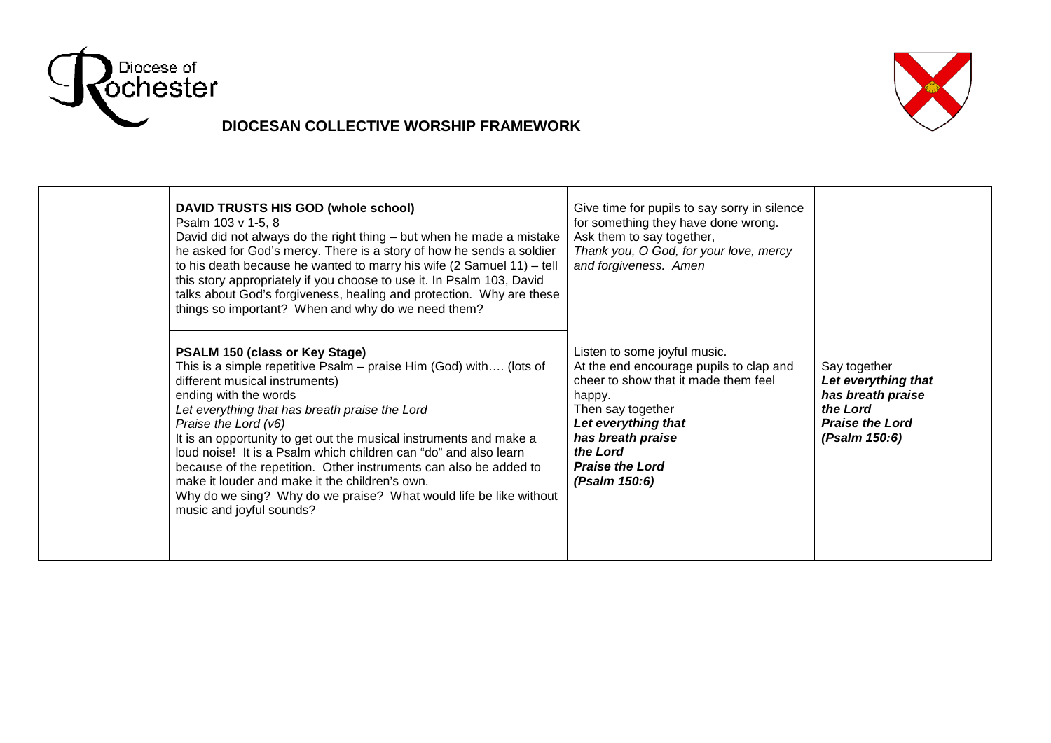DIOCESAN COLLECTIVE WORSHIP FRAMEWORK

| | | | |
|---|---|---|---|
| | **DAVID TRUSTS HIS GOD (whole school)**<br>Psalm 103 v 1-5, 8<br>David did not always do the right thing – but when he made a mistake he asked for God's mercy. There is a story of how he sends a soldier to his death because he wanted to marry his wife (2 Samuel 11) – tell this story appropriately if you choose to use it. In Psalm 103, David talks about God's forgiveness, healing and protection. Why are these things so important? When and why do we need them? | Give time for pupils to say sorry in silence for something they have done wrong.<br>Ask them to say together,<br>*Thank you, O God, for your love, mercy and forgiveness. Amen* | |
| | **PSALM 150 (class or Key Stage)**<br>This is a simple repetitive Psalm – praise Him (God) with…. (lots of different musical instruments)<br>ending with the words<br>*Let everything that has breath praise the Lord*<br>*Praise the Lord (v6)*<br>It is an opportunity to get out the musical instruments and make a loud noise! It is a Psalm which children can "do" and also learn because of the repetition. Other instruments can also be added to make it louder and make it the children's own.<br>Why do we sing? Why do we praise? What would life be like without music and joyful sounds? | Listen to some joyful music.<br>At the end encourage pupils to clap and cheer to show that it made them feel happy.<br>Then say together<br>***Let everything that has breath praise the Lord***<br>***Praise the Lord***<br>***(Psalm 150:6)*** | Say together<br>***Let everything that has breath praise the Lord***<br>***Praise the Lord***<br>***(Psalm 150:6)*** |